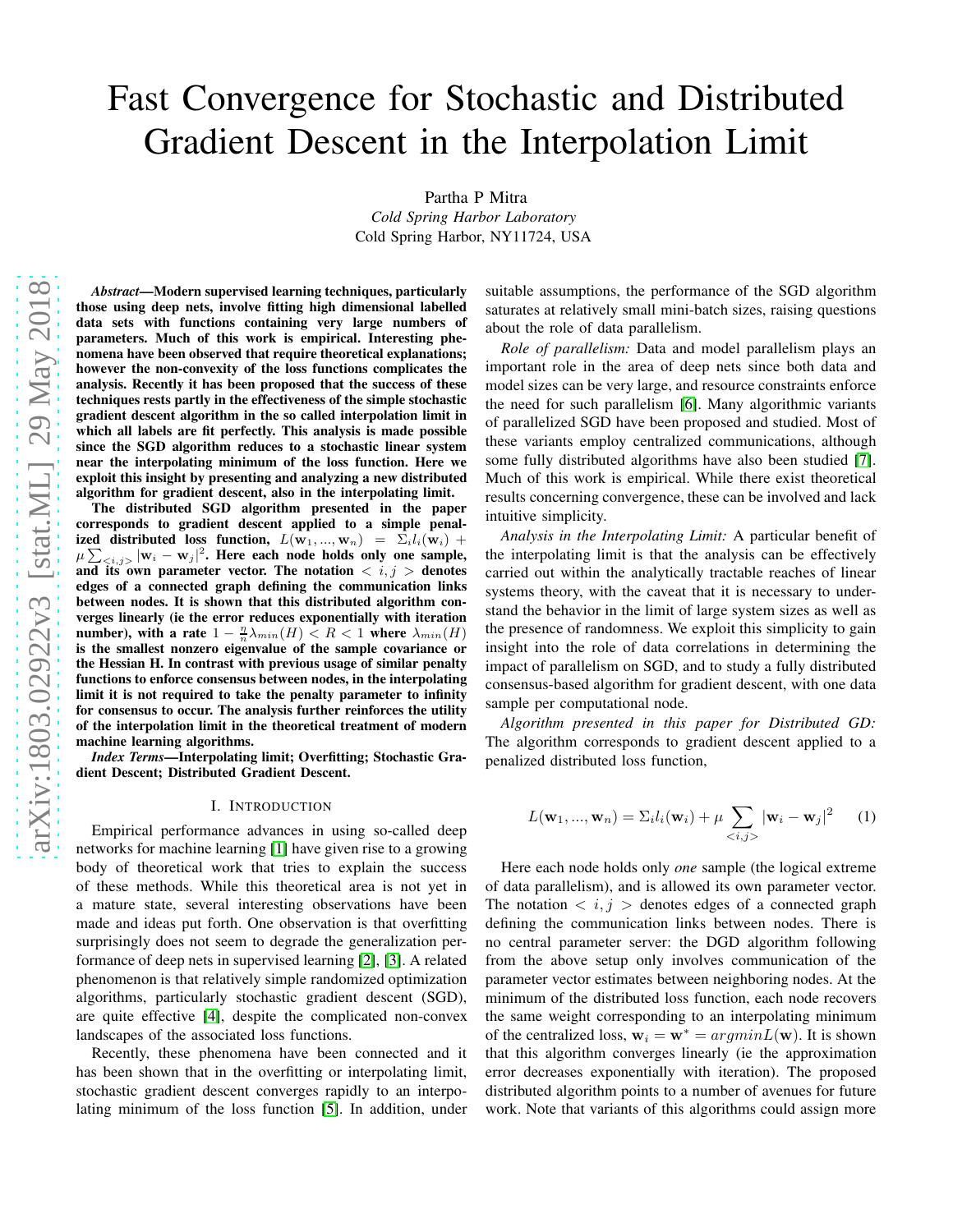# Fast Convergence for Stochastic and Distributed Gradient Descent in the Interpolation Limit

Partha P Mitra
*Cold Spring Harbor Laboratory*
Cold Spring Harbor, NY11724, USA

***Abstract*—Modern supervised learning techniques, particularly those using deep nets, involve fitting high dimensional labelled data sets with functions containing very large numbers of parameters. Much of this work is empirical. Interesting phenomena have been observed that require theoretical explanations; however the non-convexity of the loss functions complicates the analysis. Recently it has been proposed that the success of these techniques rests partly in the effectiveness of the simple stochastic gradient descent algorithm in the so called interpolation limit in which all labels are fit perfectly. This analysis is made possible since the SGD algorithm reduces to a stochastic linear system near the interpolating minimum of the loss function. Here we exploit this insight by presenting and analyzing a new distributed algorithm for gradient descent, also in the interpolating limit.**

**The distributed SGD algorithm presented in the paper corresponds to gradient descent applied to a simple penalized distributed loss function, $L(\mathbf{w}_1, ..., \mathbf{w}_n) = \Sigma_i l_i(\mathbf{w}_i) + \mu \sum_{<i,j>} |\mathbf{w}_i - \mathbf{w}_j|^2$. Here each node holds only one sample, and its own parameter vector. The notation $< i, j >$ denotes edges of a connected graph defining the communication links between nodes. It is shown that this distributed algorithm converges linearly (ie the error reduces exponentially with iteration number), with a rate $1 - \frac{\eta}{n}\lambda_{min}(H) < R < 1$ where $\lambda_{min}(H)$ is the smallest nonzero eigenvalue of the sample covariance or the Hessian H. In contrast with previous usage of similar penalty functions to enforce consensus between nodes, in the interpolating limit it is not required to take the penalty parameter to infinity for consensus to occur. The analysis further reinforces the utility of the interpolation limit in the theoretical treatment of modern machine learning algorithms.**

***Index Terms*—Interpolating limit; Overfitting; Stochastic Gradient Descent; Distributed Gradient Descent.**

## I. Introduction

Empirical performance advances in using so-called deep networks for machine learning [1] have given rise to a growing body of theoretical work that tries to explain the success of these methods. While this theoretical area is not yet in a mature state, several interesting observations have been made and ideas put forth. One observation is that overfitting surprisingly does not seem to degrade the generalization performance of deep nets in supervised learning [2], [3]. A related phenomenon is that relatively simple randomized optimization algorithms, particularly stochastic gradient descent (SGD), are quite effective [4], despite the complicated non-convex landscapes of the associated loss functions.

Recently, these phenomena have been connected and it has been shown that in the overfitting or interpolating limit, stochastic gradient descent converges rapidly to an interpolating minimum of the loss function [5]. In addition, under suitable assumptions, the performance of the SGD algorithm saturates at relatively small mini-batch sizes, raising questions about the role of data parallelism.

*Role of parallelism:* Data and model parallelism plays an important role in the area of deep nets since both data and model sizes can be very large, and resource constraints enforce the need for such parallelism [6]. Many algorithmic variants of parallelized SGD have been proposed and studied. Most of these variants employ centralized communications, although some fully distributed algorithms have also been studied [7]. Much of this work is empirical. While there exist theoretical results concerning convergence, these can be involved and lack intuitive simplicity.

*Analysis in the Interpolating Limit:* A particular benefit of the interpolating limit is that the analysis can be effectively carried out within the analytically tractable reaches of linear systems theory, with the caveat that it is necessary to understand the behavior in the limit of large system sizes as well as the presence of randomness. We exploit this simplicity to gain insight into the role of data correlations in determining the impact of parallelism on SGD, and to study a fully distributed consensus-based algorithm for gradient descent, with one data sample per computational node.

*Algorithm presented in this paper for Distributed GD:* The algorithm corresponds to gradient descent applied to a penalized distributed loss function,

$$L(\mathbf{w}_1, ..., \mathbf{w}_n) = \Sigma_i l_i(\mathbf{w}_i) + \mu \sum_{<i,j>} |\mathbf{w}_i - \mathbf{w}_j|^2 \qquad (1)$$

Here each node holds only *one* sample (the logical extreme of data parallelism), and is allowed its own parameter vector. The notation $< i, j >$ denotes edges of a connected graph defining the communication links between nodes. There is no central parameter server: the DGD algorithm following from the above setup only involves communication of the parameter vector estimates between neighboring nodes. At the minimum of the distributed loss function, each node recovers the same weight corresponding to an interpolating minimum of the centralized loss, $\mathbf{w}_i = \mathbf{w}^* = argminL(\mathbf{w})$. It is shown that this algorithm converges linearly (ie the approximation error decreases exponentially with iteration). The proposed distributed algorithm points to a number of avenues for future work. Note that variants of this algorithms could assign more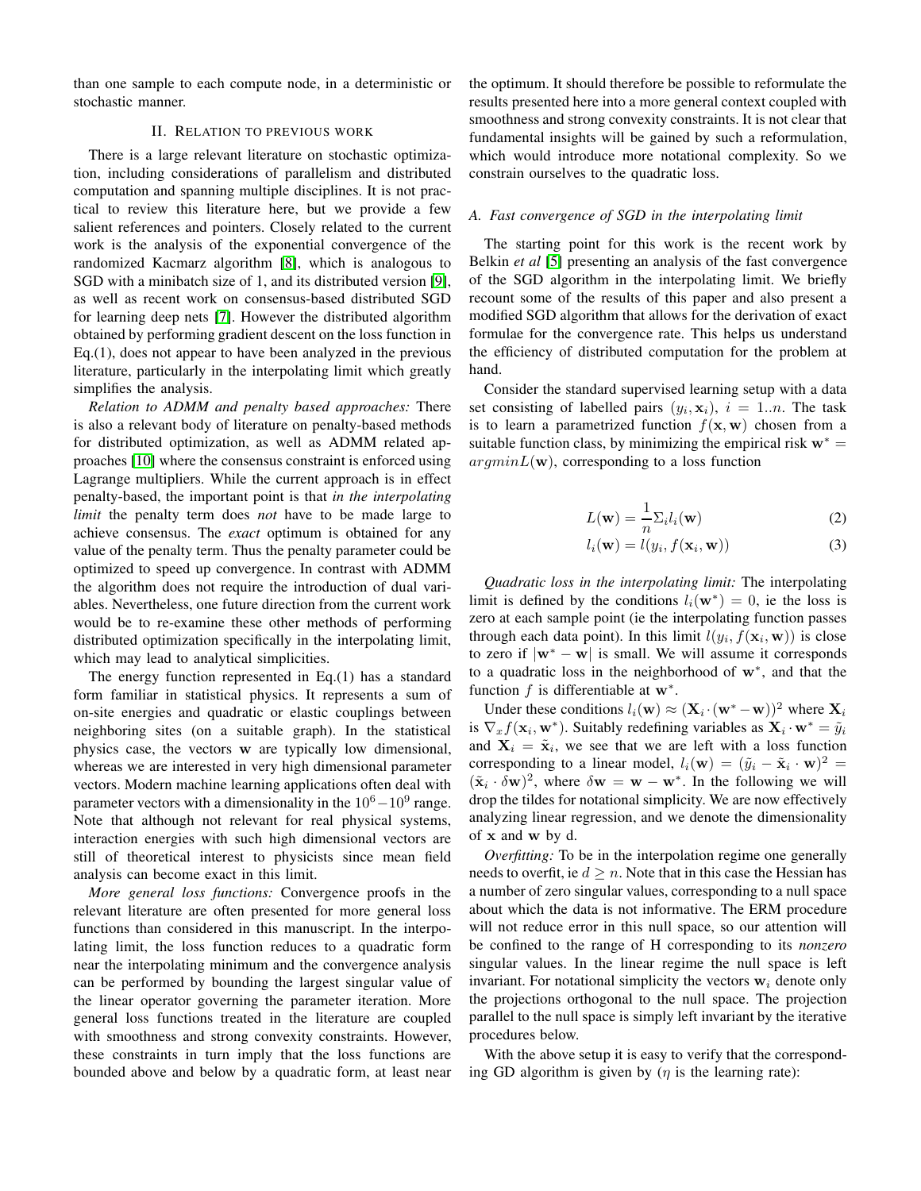than one sample to each compute node, in a deterministic or stochastic manner.

## II. Relation to previous work

There is a large relevant literature on stochastic optimization, including considerations of parallelism and distributed computation and spanning multiple disciplines. It is not practical to review this literature here, but we provide a few salient references and pointers. Closely related to the current work is the analysis of the exponential convergence of the randomized Kacmarz algorithm [8], which is analogous to SGD with a minibatch size of 1, and its distributed version [9], as well as recent work on consensus-based distributed SGD for learning deep nets [7]. However the distributed algorithm obtained by performing gradient descent on the loss function in Eq.(1), does not appear to have been analyzed in the previous literature, particularly in the interpolating limit which greatly simplifies the analysis.

*Relation to ADMM and penalty based approaches:* There is also a relevant body of literature on penalty-based methods for distributed optimization, as well as ADMM related approaches [10] where the consensus constraint is enforced using Lagrange multipliers. While the current approach is in effect penalty-based, the important point is that *in the interpolating limit* the penalty term does *not* have to be made large to achieve consensus. The *exact* optimum is obtained for any value of the penalty term. Thus the penalty parameter could be optimized to speed up convergence. In contrast with ADMM the algorithm does not require the introduction of dual variables. Nevertheless, one future direction from the current work would be to re-examine these other methods of performing distributed optimization specifically in the interpolating limit, which may lead to analytical simplicities.

The energy function represented in Eq.(1) has a standard form familiar in statistical physics. It represents a sum of on-site energies and quadratic or elastic couplings between neighboring sites (on a suitable graph). In the statistical physics case, the vectors $\mathbf{w}$ are typically low dimensional, whereas we are interested in very high dimensional parameter vectors. Modern machine learning applications often deal with parameter vectors with a dimensionality in the $10^6 - 10^9$ range. Note that although not relevant for real physical systems, interaction energies with such high dimensional vectors are still of theoretical interest to physicists since mean field analysis can become exact in this limit.

*More general loss functions:* Convergence proofs in the relevant literature are often presented for more general loss functions than considered in this manuscript. In the interpolating limit, the loss function reduces to a quadratic form near the interpolating minimum and the convergence analysis can be performed by bounding the largest singular value of the linear operator governing the parameter iteration. More general loss functions treated in the literature are coupled with smoothness and strong convexity constraints. However, these constraints in turn imply that the loss functions are bounded above and below by a quadratic form, at least near the optimum. It should therefore be possible to reformulate the results presented here into a more general context coupled with smoothness and strong convexity constraints. It is not clear that fundamental insights will be gained by such a reformulation, which would introduce more notational complexity. So we constrain ourselves to the quadratic loss.

### A. Fast convergence of SGD in the interpolating limit

The starting point for this work is the recent work by Belkin *et al* [5] presenting an analysis of the fast convergence of the SGD algorithm in the interpolating limit. We briefly recount some of the results of this paper and also present a modified SGD algorithm that allows for the derivation of exact formulae for the convergence rate. This helps us understand the efficiency of distributed computation for the problem at hand.

Consider the standard supervised learning setup with a data set consisting of labelled pairs $(y_i, \mathbf{x}_i)$, $i = 1..n$. The task is to learn a parametrized function $f(\mathbf{x}, \mathbf{w})$ chosen from a suitable function class, by minimizing the empirical risk $\mathbf{w}^* = argmin L(\mathbf{w})$, corresponding to a loss function

$$L(\mathbf{w}) = \frac{1}{n} \Sigma_i l_i(\mathbf{w}) \tag{2}$$

$$l_i(\mathbf{w}) = l(y_i, f(\mathbf{x}_i, \mathbf{w})) \tag{3}$$

*Quadratic loss in the interpolating limit:* The interpolating limit is defined by the conditions $l_i(\mathbf{w}^*) = 0$, ie the loss is zero at each sample point (ie the interpolating function passes through each data point). In this limit $l(y_i, f(\mathbf{x}_i, \mathbf{w}))$ is close to zero if $|\mathbf{w}^* - \mathbf{w}|$ is small. We will assume it corresponds to a quadratic loss in the neighborhood of $\mathbf{w}^*$, and that the function $f$ is differentiable at $\mathbf{w}^*$.

Under these conditions $l_i(\mathbf{w}) \approx (\mathbf{X}_i \cdot (\mathbf{w}^* - \mathbf{w}))^2$ where $\mathbf{X}_i$ is $\nabla_x f(\mathbf{x}_i, \mathbf{w}^*)$. Suitably redefining variables as $\mathbf{X}_i \cdot \mathbf{w}^* = \tilde{y}_i$ and $\mathbf{X}_i = \tilde{\mathbf{x}}_i$, we see that we are left with a loss function corresponding to a linear model, $l_i(\mathbf{w}) = (\tilde{y}_i - \tilde{\mathbf{x}}_i \cdot \mathbf{w})^2 = (\tilde{\mathbf{x}}_i \cdot \delta\mathbf{w})^2$, where $\delta\mathbf{w} = \mathbf{w} - \mathbf{w}^*$. In the following we will drop the tildes for notational simplicity. We are now effectively analyzing linear regression, and we denote the dimensionality of $\mathbf{x}$ and $\mathbf{w}$ by d.

*Overfitting:* To be in the interpolation regime one generally needs to overfit, ie $d \geq n$. Note that in this case the Hessian has a number of zero singular values, corresponding to a null space about which the data is not informative. The ERM procedure will not reduce error in this null space, so our attention will be confined to the range of H corresponding to its *nonzero* singular values. In the linear regime the null space is left invariant. For notational simplicity the vectors $\mathbf{w}_i$ denote only the projections orthogonal to the null space. The projection parallel to the null space is simply left invariant by the iterative procedures below.

With the above setup it is easy to verify that the corresponding GD algorithm is given by ($\eta$ is the learning rate):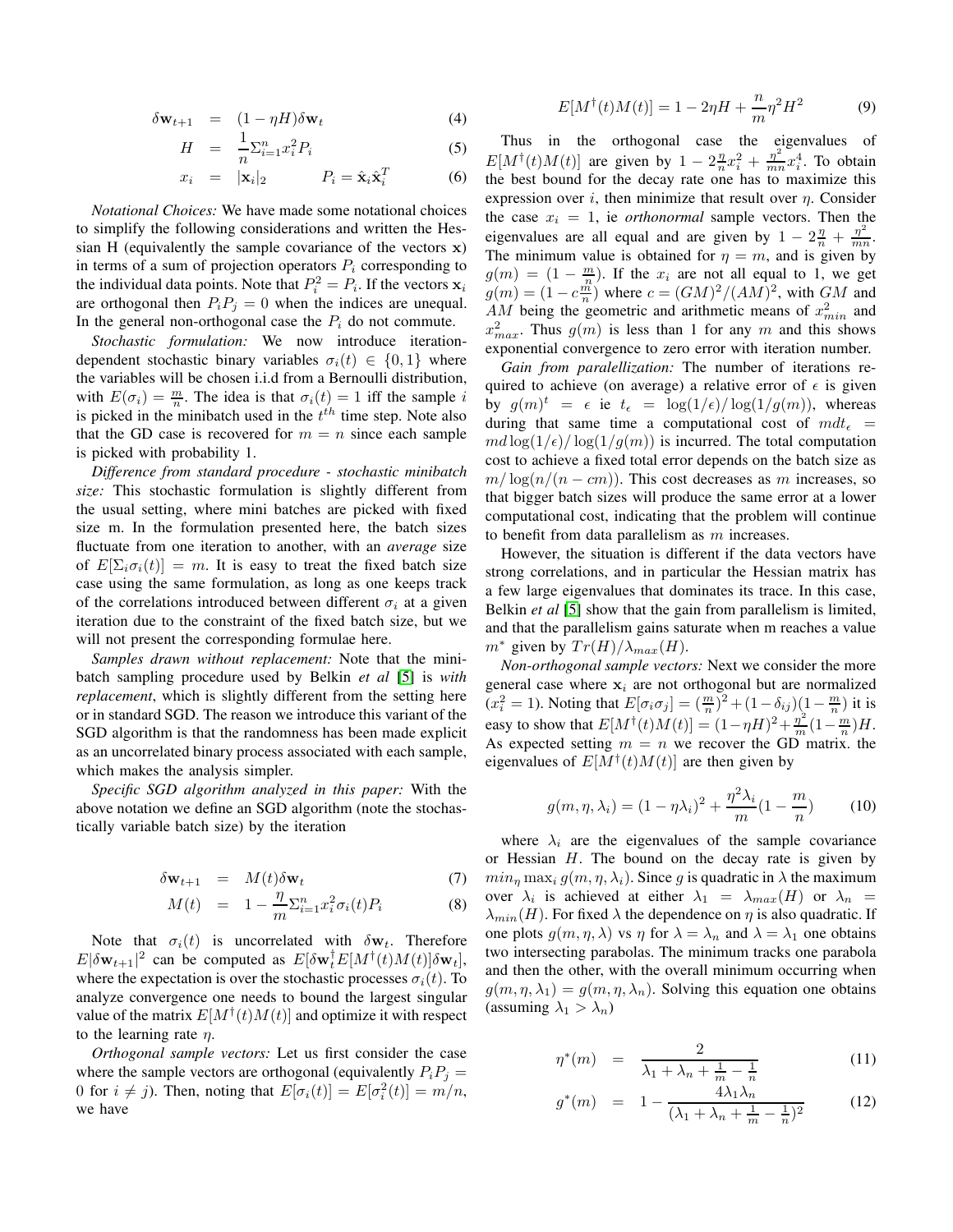$$\delta \mathbf{w}_{t+1} = (1-\eta H)\delta \mathbf{w}_t \tag{4}$$

$$H = \frac{1}{n}\Sigma_{i=1}^n x_i^2 P_i \tag{5}$$

$$x_i = |\mathbf{x}_i|_2 \qquad P_i = \hat{\mathbf{x}}_i \hat{\mathbf{x}}_i^T \tag{6}$$

*Notational Choices:* We have made some notational choices to simplify the following considerations and written the Hessian H (equivalently the sample covariance of the vectors $\mathbf{x}$) in terms of a sum of projection operators $P_i$ corresponding to the individual data points. Note that $P_i^2 = P_i$. If the vectors $\mathbf{x}_i$ are orthogonal then $P_i P_j = 0$ when the indices are unequal. In the general non-orthogonal case the $P_i$ do not commute.

*Stochastic formulation:* We now introduce iteration-dependent stochastic binary variables $\sigma_i(t) \in \{0, 1\}$ where the variables will be chosen i.i.d from a Bernoulli distribution, with $E(\sigma_i) = \frac{m}{n}$. The idea is that $\sigma_i(t) = 1$ iff the sample $i$ is picked in the minibatch used in the $t^{th}$ time step. Note also that the GD case is recovered for $m = n$ since each sample is picked with probability 1.

*Difference from standard procedure - stochastic minibatch size:* This stochastic formulation is slightly different from the usual setting, where mini batches are picked with fixed size m. In the formulation presented here, the batch sizes fluctuate from one iteration to another, with an *average* size of $E[\Sigma_i \sigma_i(t)] = m$. It is easy to treat the fixed batch size case using the same formulation, as long as one keeps track of the correlations introduced between different $\sigma_i$ at a given iteration due to the constraint of the fixed batch size, but we will not present the corresponding formulae here.

*Samples drawn without replacement:* Note that the minibatch sampling procedure used by Belkin *et al* [5] is *with replacement*, which is slightly different from the setting here or in standard SGD. The reason we introduce this variant of the SGD algorithm is that the randomness has been made explicit as an uncorrelated binary process associated with each sample, which makes the analysis simpler.

*Specific SGD algorithm analyzed in this paper:* With the above notation we define an SGD algorithm (note the stochastically variable batch size) by the iteration

$$\delta \mathbf{w}_{t+1} = M(t)\delta \mathbf{w}_t \tag{7}$$

$$M(t) = 1 - \frac{\eta}{m}\Sigma_{i=1}^n x_i^2 \sigma_i(t) P_i \tag{8}$$

Note that $\sigma_i(t)$ is uncorrelated with $\delta \mathbf{w}_t$. Therefore $E|\delta \mathbf{w}_{t+1}|^2$ can be computed as $E[\delta \mathbf{w}_t^\dagger E[M^\dagger(t)M(t)]\delta \mathbf{w}_t]$, where the expectation is over the stochastic processes $\sigma_i(t)$. To analyze convergence one needs to bound the largest singular value of the matrix $E[M^\dagger(t)M(t)]$ and optimize it with respect to the learning rate $\eta$.

*Orthogonal sample vectors:* Let us first consider the case where the sample vectors are orthogonal (equivalently $P_i P_j = 0$ for $i \neq j$). Then, noting that $E[\sigma_i(t)] = E[\sigma_i^2(t)] = m/n$, we have

$$E[M^\dagger(t)M(t)] = 1 - 2\eta H + \frac{n}{m}\eta^2 H^2 \tag{9}$$

Thus in the orthogonal case the eigenvalues of $E[M^\dagger(t)M(t)]$ are given by $1 - 2\frac{\eta}{n}x_i^2 + \frac{\eta^2}{mn}x_i^4$. To obtain the best bound for the decay rate one has to maximize this expression over $i$, then minimize that result over $\eta$. Consider the case $x_i = 1$, ie *orthonormal* sample vectors. Then the eigenvalues are all equal and are given by $1 - 2\frac{\eta}{n} + \frac{\eta^2}{mn}$. The minimum value is obtained for $\eta = m$, and is given by $g(m) = (1 - \frac{m}{n})$. If the $x_i$ are not all equal to 1, we get $g(m) = (1 - c\frac{m}{n})$ where $c = (GM)^2/(AM)^2$, with $GM$ and $AM$ being the geometric and arithmetic means of $x_{min}^2$ and $x_{max}^2$. Thus $g(m)$ is less than 1 for any $m$ and this shows exponential convergence to zero error with iteration number.

*Gain from paralellization:* The number of iterations required to achieve (on average) a relative error of $\epsilon$ is given by $g(m)^t = \epsilon$ ie $t_\epsilon = \log(1/\epsilon)/\log(1/g(m))$, whereas during that same time a computational cost of $mdt_\epsilon = md\log(1/\epsilon)/\log(1/g(m))$ is incurred. The total computation cost to achieve a fixed total error depends on the batch size as $m/\log(n/(n-cm))$. This cost decreases as $m$ increases, so that bigger batch sizes will produce the same error at a lower computational cost, indicating that the problem will continue to benefit from data parallelism as $m$ increases.

However, the situation is different if the data vectors have strong correlations, and in particular the Hessian matrix has a few large eigenvalues that dominates its trace. In this case, Belkin *et al* [5] show that the gain from parallelism is limited, and that the parallelism gains saturate when m reaches a value $m^*$ given by $Tr(H)/\lambda_{max}(H)$.

*Non-orthogonal sample vectors:* Next we consider the more general case where $\mathbf{x}_i$ are not orthogonal but are normalized ($x_i^2 = 1$). Noting that $E[\sigma_i \sigma_j] = (\frac{m}{n})^2 + (1 - \delta_{ij})(1 - \frac{m}{n})$ it is easy to show that $E[M^\dagger(t)M(t)] = (1 - \eta H)^2 + \frac{\eta^2}{m}(1 - \frac{m}{n})H$. As expected setting $m = n$ we recover the GD matrix. the eigenvalues of $E[M^\dagger(t)M(t)]$ are then given by

$$g(m, \eta, \lambda_i) = (1 - \eta\lambda_i)^2 + \frac{\eta^2 \lambda_i}{m}(1 - \frac{m}{n}) \tag{10}$$

where $\lambda_i$ are the eigenvalues of the sample covariance or Hessian $H$. The bound on the decay rate is given by $min_\eta \max_i g(m, \eta, \lambda_i)$. Since $g$ is quadratic in $\lambda$ the maximum over $\lambda_i$ is achieved at either $\lambda_1 = \lambda_{max}(H)$ or $\lambda_n = \lambda_{min}(H)$. For fixed $\lambda$ the dependence on $\eta$ is also quadratic. If one plots $g(m, \eta, \lambda)$ vs $\eta$ for $\lambda = \lambda_n$ and $\lambda = \lambda_1$ one obtains two intersecting parabolas. The minimum tracks one parabola and then the other, with the overall minimum occurring when $g(m, \eta, \lambda_1) = g(m, \eta, \lambda_n)$. Solving this equation one obtains (assuming $\lambda_1 > \lambda_n$)

$$\eta^*(m) = \frac{2}{\lambda_1 + \lambda_n + \frac{1}{m} - \frac{1}{n}} \tag{11}$$

$$g^*(m) = 1 - \frac{4\lambda_1 \lambda_n}{(\lambda_1 + \lambda_n + \frac{1}{m} - \frac{1}{n})^2} \tag{12}$$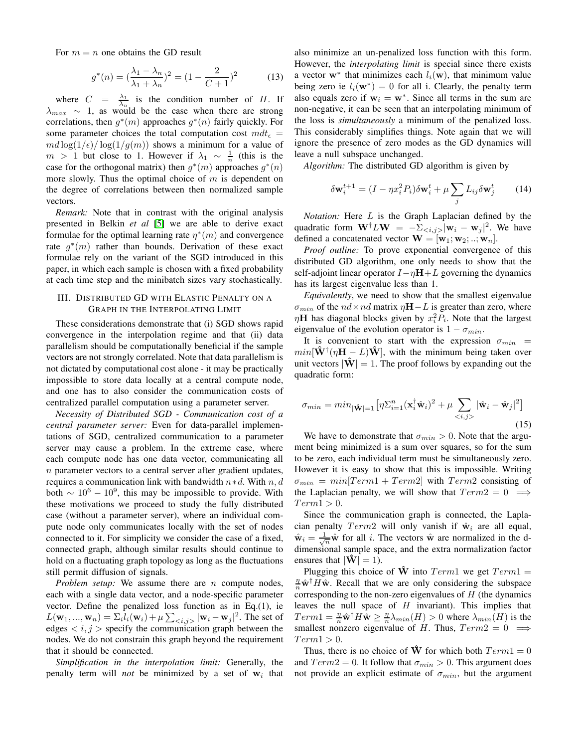For $m = n$ one obtains the GD result

$$g^*(n) = (\frac{\lambda_1 - \lambda_n}{\lambda_1 + \lambda_n})^2 = (1 - \frac{2}{C+1})^2 \tag{13}$$

where $C = \frac{\lambda_1}{\lambda_n}$ is the condition number of $H$. If $\lambda_{max} \sim 1$, as would be the case when there are strong correlations, then $g^*(m)$ approaches $g^*(n)$ fairly quickly. For some parameter choices the total computation cost $mdt_\epsilon = md\log(1/\epsilon)/\log(1/g(m))$ shows a minimum for a value of $m > 1$ but close to 1. However if $\lambda_1 \sim \frac{1}{n}$ (this is the case for the orthogonal matrix) then $\eta^*(m)$ approaches $g^*(n)$ more slowly. Thus the optimal choice of $m$ is dependent on the degree of correlations between then normalized sample vectors.

*Remark:* Note that in contrast with the original analysis presented in Belkin *et al* [5] we are able to derive exact formulae for the optimal learning rate $\eta^*(m)$ and convergence rate $g^*(m)$ rather than bounds. Derivation of these exact formulae rely on the variant of the SGD introduced in this paper, in which each sample is chosen with a fixed probability at each time step and the minibatch sizes vary stochastically.

## III. Distributed GD with Elastic Penalty on a Graph in the Interpolating Limit

These considerations demonstrate that (i) SGD shows rapid convergence in the interpolation regime and that (ii) data parallelism should be computationally beneficial if the sample vectors are not strongly correlated. Note that data parallelism is not dictated by computational cost alone - it may be practically impossible to store data locally at a central compute node, and one has to also consider the communication costs of centralized parallel computation using a parameter server.

*Necessity of Distributed SGD - Communication cost of a central parameter server:* Even for data-parallel implementations of SGD, centralized communication to a parameter server may cause a problem. In the extreme case, where each compute node has one data vector, communicating all $n$ parameter vectors to a central server after gradient updates, requires a communication link with bandwidth $n*d$. With $n, d$ both $\sim 10^6 - 10^9$, this may be impossible to provide. With these motivations we proceed to study the fully distributed case (without a parameter server), where an individual compute node only communicates locally with the set of nodes connected to it. For simplicity we consider the case of a fixed, connected graph, although similar results should continue to hold on a fluctuating graph topology as long as the fluctuations still permit diffusion of signals.

*Problem setup:* We assume there are $n$ compute nodes, each with a single data vector, and a node-specific parameter vector. Define the penalized loss function as in Eq.(1), ie $L(\mathbf{w}_1, ..., \mathbf{w}_n) = \Sigma_i l_i(\mathbf{w}_i) + \mu \sum_{<i,j>} |\mathbf{w}_i - \mathbf{w}_j|^2$. The set of edges $<i,j>$ specify the communication graph between the nodes. We do not constrain this graph beyond the requirement that it should be connected.

*Simplification in the interpolation limit:* Generally, the penalty term will *not* be minimized by a set of $\mathbf{w}_i$ that also minimize an un-penalized loss function with this form. However, the *interpolating limit* is special since there exists a vector $\mathbf{w}^*$ that minimizes each $l_i(\mathbf{w})$, that minimum value being zero ie $l_i(\mathbf{w}^*) = 0$ for all i. Clearly, the penalty term also equals zero if $\mathbf{w}_i = \mathbf{w}^*$. Since all terms in the sum are non-negative, it can be seen that an interpolating minimum of the loss is *simultaneously* a minimum of the penalized loss. This considerably simplifies things. Note again that we will ignore the presence of zero modes as the GD dynamics will leave a null subspace unchanged.

*Algorithm:* The distributed GD algorithm is given by

$$\delta\mathbf{w}_i^{t+1} = (I - \eta x_i^2 P_i)\delta\mathbf{w}_i^t + \mu \sum_j L_{ij}\delta\mathbf{w}_j^t \tag{14}$$

*Notation:* Here $L$ is the Graph Laplacian defined by the quadratic form $\mathbf{W}^\dagger L \mathbf{W} = -\Sigma_{<i,j>}|\mathbf{w}_i - \mathbf{w}_j|^2$. We have defined a concatenated vector $\mathbf{W} = [\mathbf{w}_1; \mathbf{w}_2; ..; \mathbf{w}_n]$.

*Proof outline:* To prove exponential convergence of this distributed GD algorithm, one only needs to show that the self-adjoint linear operator $I - \eta\mathbf{H} + L$ governing the dynamics has its largest eigenvalue less than 1.

*Equivalently*, we need to show that the smallest eigenvalue $\sigma_{min}$ of the $nd \times nd$ matrix $\eta\mathbf{H} - L$ is greater than zero, where $\eta\mathbf{H}$ has diagonal blocks given by $x_i^2 P_i$. Note that the largest eigenvalue of the evolution operator is $1 - \sigma_{min}$.

It is convenient to start with the expression $\sigma_{min} = min[\hat{\mathbf{W}}^\dagger(\eta\mathbf{H} - L)\hat{\mathbf{W}}]$, with the minimum being taken over unit vectors $|\hat{\mathbf{W}}| = 1$. The proof follows by expanding out the quadratic form:

$$\sigma_{min} = min_{|\hat{\mathbf{W}}|=\mathbf{1}}\left[\eta\Sigma_{i=1}^n(\mathbf{x}_i^\dagger\hat{\mathbf{w}}_i)^2 + \mu\sum_{<i,j>}|\hat{\mathbf{w}}_i - \hat{\mathbf{w}}_j|^2\right] \tag{15}$$

We have to demonstrate that $\sigma_{min} > 0$. Note that the argument being minimized is a sum over squares, so for the sum to be zero, each individual term must be simultaneously zero. However it is easy to show that this is impossible. Writing $\sigma_{min} = min[Term1 + Term2]$ with $Term2$ consisting of the Laplacian penalty, we will show that $Term2 = 0 \implies Term1 > 0$.

Since the communication graph is connected, the Laplacian penalty $Term2$ will only vanish if $\hat{\mathbf{w}}_i$ are all equal, $\hat{\mathbf{w}}_i = \frac{1}{\sqrt{n}}\hat{\mathbf{w}}$ for all $i$. The vectors $\hat{\mathbf{w}}$ are normalized in the d-dimensional sample space, and the extra normalization factor ensures that $|\hat{\mathbf{W}}| = 1$).

Plugging this choice of $\hat{\mathbf{W}}$ into $Term1$ we get $Term1 = \frac{\eta}{n}\hat{\mathbf{w}}^\dagger H\hat{\mathbf{w}}$. Recall that we are only considering the subspace corresponding to the non-zero eigenvalues of $H$ (the dynamics leaves the null space of $H$ invariant). This implies that $Term1 = \frac{\eta}{n}\hat{\mathbf{w}}^\dagger H\hat{\mathbf{w}} \geq \frac{\eta}{n}\lambda_{min}(H) > 0$ where $\lambda_{min}(H)$ is the smallest nonzero eigenvalue of $H$. Thus, $Term2 = 0 \implies Term1 > 0$.

Thus, there is no choice of $\hat{\mathbf{W}}$ for which both $Term1 = 0$ and $Term2 = 0$. It follow that $\sigma_{min} > 0$. This argument does not provide an explicit estimate of $\sigma_{min}$, but the argument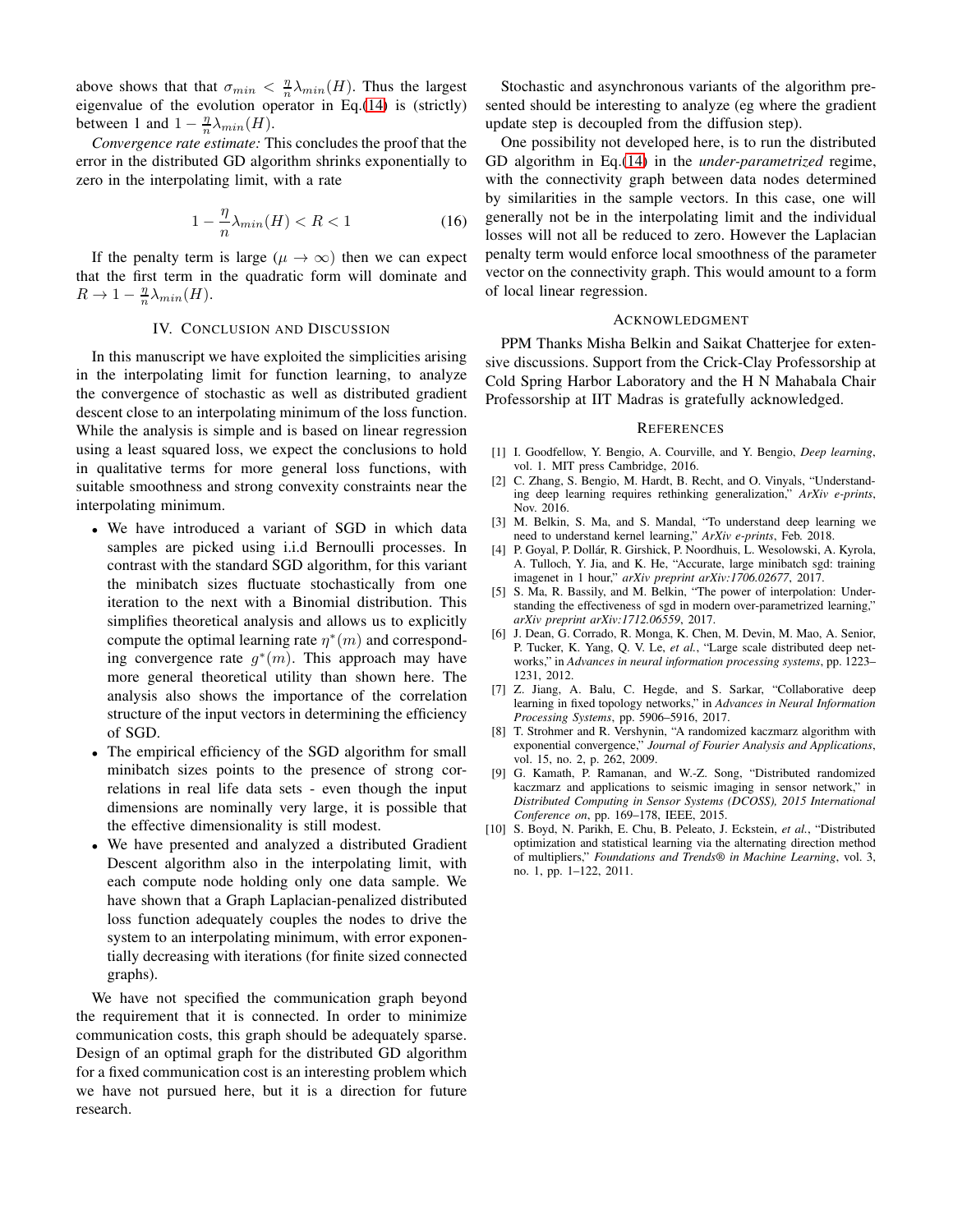above shows that that $\sigma_{min} < \frac{\eta}{n}\lambda_{min}(H)$. Thus the largest eigenvalue of the evolution operator in Eq.(14) is (strictly) between 1 and $1 - \frac{\eta}{n}\lambda_{min}(H)$.

*Convergence rate estimate:* This concludes the proof that the error in the distributed GD algorithm shrinks exponentially to zero in the interpolating limit, with a rate

$$1 - \frac{\eta}{n}\lambda_{min}(H) < R < 1 \tag{16}$$

If the penalty term is large ($\mu \to \infty$) then we can expect that the first term in the quadratic form will dominate and $R \to 1 - \frac{\eta}{n}\lambda_{min}(H)$.

## IV. Conclusion and Discussion

In this manuscript we have exploited the simplicities arising in the interpolating limit for function learning, to analyze the convergence of stochastic as well as distributed gradient descent close to an interpolating minimum of the loss function. While the analysis is simple and is based on linear regression using a least squared loss, we expect the conclusions to hold in qualitative terms for more general loss functions, with suitable smoothness and strong convexity constraints near the interpolating minimum.

- We have introduced a variant of SGD in which data samples are picked using i.i.d Bernoulli processes. In contrast with the standard SGD algorithm, for this variant the minibatch sizes fluctuate stochastically from one iteration to the next with a Binomial distribution. This simplifies theoretical analysis and allows us to explicitly compute the optimal learning rate $\eta^*(m)$ and corresponding convergence rate $g^*(m)$. This approach may have more general theoretical utility than shown here. The analysis also shows the importance of the correlation structure of the input vectors in determining the efficiency of SGD.
- The empirical efficiency of the SGD algorithm for small minibatch sizes points to the presence of strong correlations in real life data sets - even though the input dimensions are nominally very large, it is possible that the effective dimensionality is still modest.
- We have presented and analyzed a distributed Gradient Descent algorithm also in the interpolating limit, with each compute node holding only one data sample. We have shown that a Graph Laplacian-penalized distributed loss function adequately couples the nodes to drive the system to an interpolating minimum, with error exponentially decreasing with iterations (for finite sized connected graphs).

We have not specified the communication graph beyond the requirement that it is connected. In order to minimize communication costs, this graph should be adequately sparse. Design of an optimal graph for the distributed GD algorithm for a fixed communication cost is an interesting problem which we have not pursued here, but it is a direction for future research.

Stochastic and asynchronous variants of the algorithm presented should be interesting to analyze (eg where the gradient update step is decoupled from the diffusion step).

One possibility not developed here, is to run the distributed GD algorithm in Eq.(14) in the *under-parametrized* regime, with the connectivity graph between data nodes determined by similarities in the sample vectors. In this case, one will generally not be in the interpolating limit and the individual losses will not all be reduced to zero. However the Laplacian penalty term would enforce local smoothness of the parameter vector on the connectivity graph. This would amount to a form of local linear regression.

## Acknowledgment

PPM Thanks Misha Belkin and Saikat Chatterjee for extensive discussions. Support from the Crick-Clay Professorship at Cold Spring Harbor Laboratory and the H N Mahabala Chair Professorship at IIT Madras is gratefully acknowledged.

## References

[1] I. Goodfellow, Y. Bengio, A. Courville, and Y. Bengio, *Deep learning*, vol. 1. MIT press Cambridge, 2016.

[2] C. Zhang, S. Bengio, M. Hardt, B. Recht, and O. Vinyals, "Understanding deep learning requires rethinking generalization," *ArXiv e-prints*, Nov. 2016.

[3] M. Belkin, S. Ma, and S. Mandal, "To understand deep learning we need to understand kernel learning," *ArXiv e-prints*, Feb. 2018.

[4] P. Goyal, P. Dollár, R. Girshick, P. Noordhuis, L. Wesolowski, A. Kyrola, A. Tulloch, Y. Jia, and K. He, "Accurate, large minibatch sgd: training imagenet in 1 hour," *arXiv preprint arXiv:1706.02677*, 2017.

[5] S. Ma, R. Bassily, and M. Belkin, "The power of interpolation: Understanding the effectiveness of sgd in modern over-parametrized learning," *arXiv preprint arXiv:1712.06559*, 2017.

[6] J. Dean, G. Corrado, R. Monga, K. Chen, M. Devin, M. Mao, A. Senior, P. Tucker, K. Yang, Q. V. Le, *et al.*, "Large scale distributed deep networks," in *Advances in neural information processing systems*, pp. 1223–1231, 2012.

[7] Z. Jiang, A. Balu, C. Hegde, and S. Sarkar, "Collaborative deep learning in fixed topology networks," in *Advances in Neural Information Processing Systems*, pp. 5906–5916, 2017.

[8] T. Strohmer and R. Vershynin, "A randomized kaczmarz algorithm with exponential convergence," *Journal of Fourier Analysis and Applications*, vol. 15, no. 2, p. 262, 2009.

[9] G. Kamath, P. Ramanan, and W.-Z. Song, "Distributed randomized kaczmarz and applications to seismic imaging in sensor network," in *Distributed Computing in Sensor Systems (DCOSS), 2015 International Conference on*, pp. 169–178, IEEE, 2015.

[10] S. Boyd, N. Parikh, E. Chu, B. Peleato, J. Eckstein, *et al.*, "Distributed optimization and statistical learning via the alternating direction method of multipliers," *Foundations and Trends® in Machine Learning*, vol. 3, no. 1, pp. 1–122, 2011.